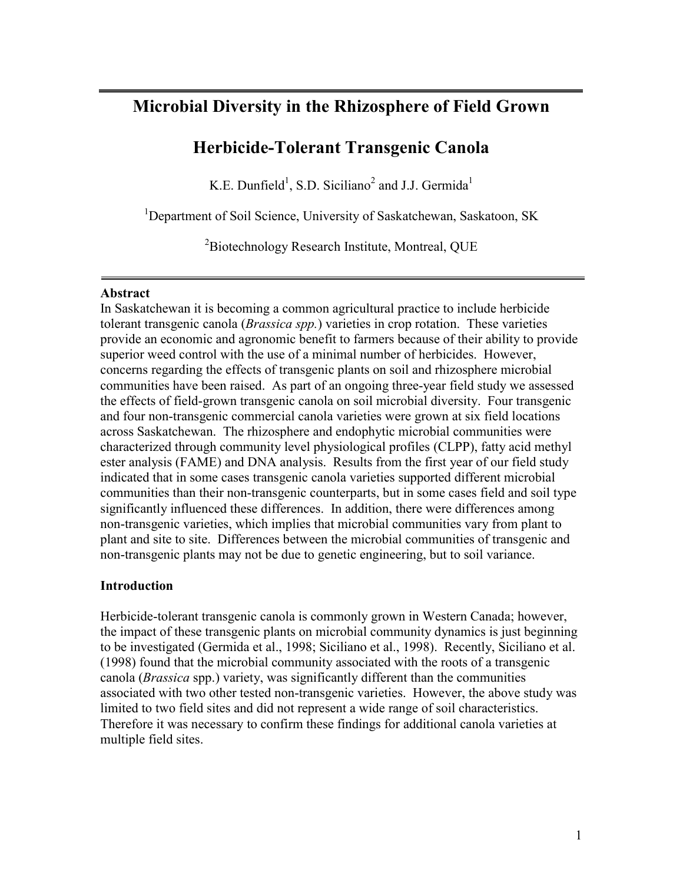# Microbial Diversity in the Rhizosphere of Field Grown Herbicide-Tolerant Transgenic Canola

K.E. Dunfield[1], S.D. Siciliano[2] and J.J. Germida[1]

[1]Department of Soil Science, University of Saskatchewan, Saskatoon, SK

[2]Biotechnology Research Institute, Montreal, QUE

### Abstract

In Saskatchewan it is becoming a common agricultural practice to include herbicide tolerant transgenic canola (*Brassica spp.*) varieties in crop rotation. These varieties provide an economic and agronomic benefit to farmers because of their ability to provide superior weed control with the use of a minimal number of herbicides. However, concerns regarding the effects of transgenic plants on soil and rhizosphere microbial communities have been raised. As part of an ongoing three-year field study we assessed the effects of field-grown transgenic canola on soil microbial diversity. Four transgenic and four non-transgenic commercial canola varieties were grown at six field locations across Saskatchewan. The rhizosphere and endophytic microbial communities were characterized through community level physiological profiles (CLPP), fatty acid methyl ester analysis (FAME) and DNA analysis. Results from the first year of our field study indicated that in some cases transgenic canola varieties supported different microbial communities than their non-transgenic counterparts, but in some cases field and soil type significantly influenced these differences. In addition, there were differences among non-transgenic varieties, which implies that microbial communities vary from plant to plant and site to site. Differences between the microbial communities of transgenic and non-transgenic plants may not be due to genetic engineering, but to soil variance.

### Introduction

Herbicide-tolerant transgenic canola is commonly grown in Western Canada; however, the impact of these transgenic plants on microbial community dynamics is just beginning to be investigated (Germida et al., 1998; Siciliano et al., 1998). Recently, Siciliano et al. (1998) found that the microbial community associated with the roots of a transgenic canola (*Brassica* spp.) variety, was significantly different than the communities associated with two other tested non-transgenic varieties. However, the above study was limited to two field sites and did not represent a wide range of soil characteristics. Therefore it was necessary to confirm these findings for additional canola varieties at multiple field sites.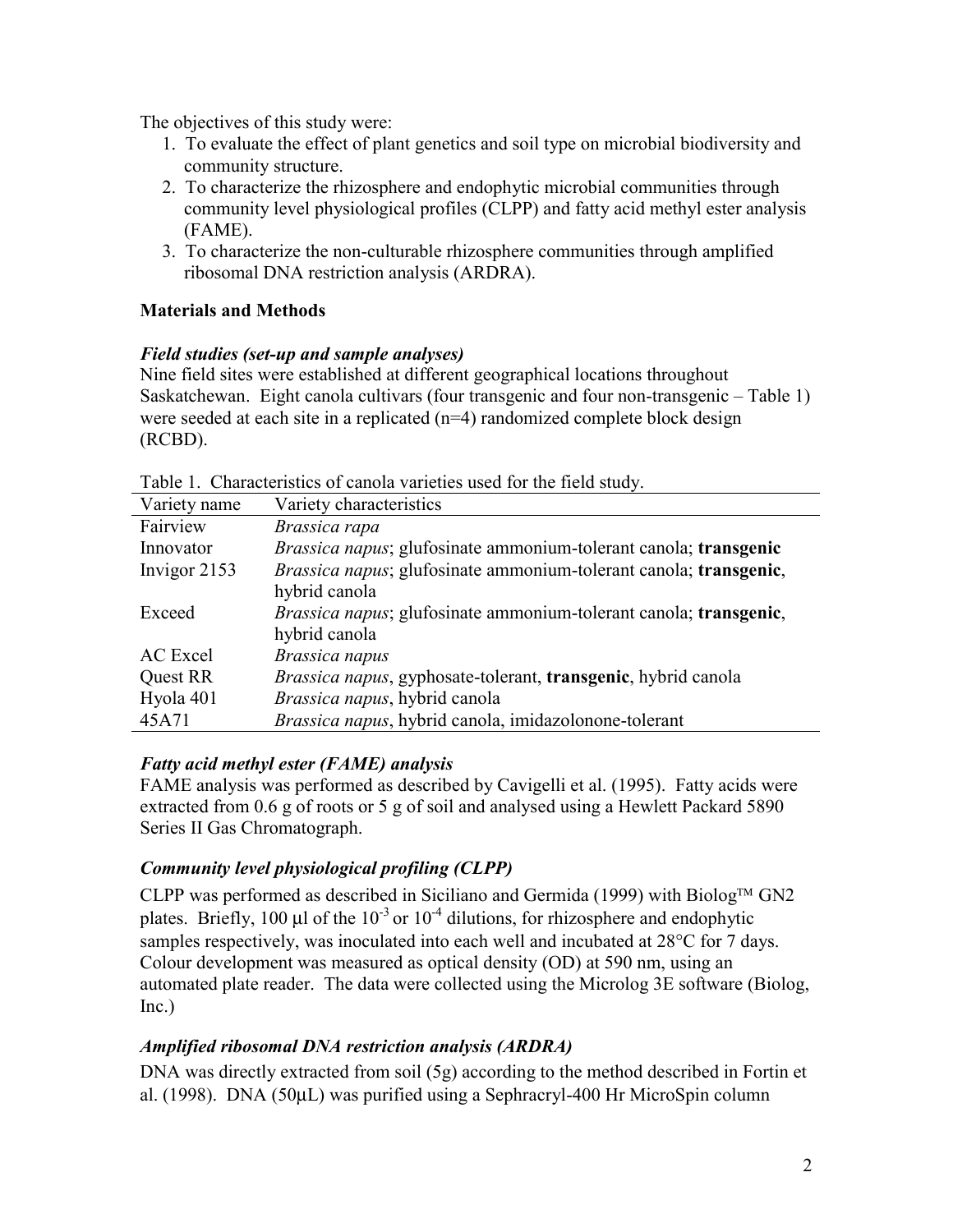The objectives of this study were:

1. To evaluate the effect of plant genetics and soil type on microbial biodiversity and community structure.
2. To characterize the rhizosphere and endophytic microbial communities through community level physiological profiles (CLPP) and fatty acid methyl ester analysis (FAME).
3. To characterize the non-culturable rhizosphere communities through amplified ribosomal DNA restriction analysis (ARDRA).

## Materials and Methods

### *Field studies (set-up and sample analyses)*

Nine field sites were established at different geographical locations throughout Saskatchewan. Eight canola cultivars (four transgenic and four non-transgenic – Table 1) were seeded at each site in a replicated (n=4) randomized complete block design (RCBD).

Table 1. Characteristics of canola varieties used for the field study.

| Variety name | Variety characteristics |
| --- | --- |
| Fairview | *Brassica rapa* |
| Innovator | *Brassica napus*; glufosinate ammonium-tolerant canola; **transgenic** |
| Invigor 2153 | *Brassica napus*; glufosinate ammonium-tolerant canola; **transgenic**, hybrid canola |
| Exceed | *Brassica napus*; glufosinate ammonium-tolerant canola; **transgenic**, hybrid canola |
| AC Excel | *Brassica napus* |
| Quest RR | *Brassica napus*, gyphosate-tolerant, **transgenic**, hybrid canola |
| Hyola 401 | *Brassica napus*, hybrid canola |
| 45A71 | *Brassica napus*, hybrid canola, imidazolonone-tolerant |

### *Fatty acid methyl ester (FAME) analysis*

FAME analysis was performed as described by Cavigelli et al. (1995). Fatty acids were extracted from 0.6 g of roots or 5 g of soil and analysed using a Hewlett Packard 5890 Series II Gas Chromatograph.

### *Community level physiological profiling (CLPP)*

CLPP was performed as described in Siciliano and Germida (1999) with Biolog™ GN2 plates. Briefly, 100 µl of the $10^{-3}$ or $10^{-4}$ dilutions, for rhizosphere and endophytic samples respectively, was inoculated into each well and incubated at 28°C for 7 days. Colour development was measured as optical density (OD) at 590 nm, using an automated plate reader. The data were collected using the Microlog 3E software (Biolog, Inc.)

### *Amplified ribosomal DNA restriction analysis (ARDRA)*

DNA was directly extracted from soil (5g) according to the method described in Fortin et al. (1998). DNA (50µL) was purified using a Sephracryl-400 Hr MicroSpin column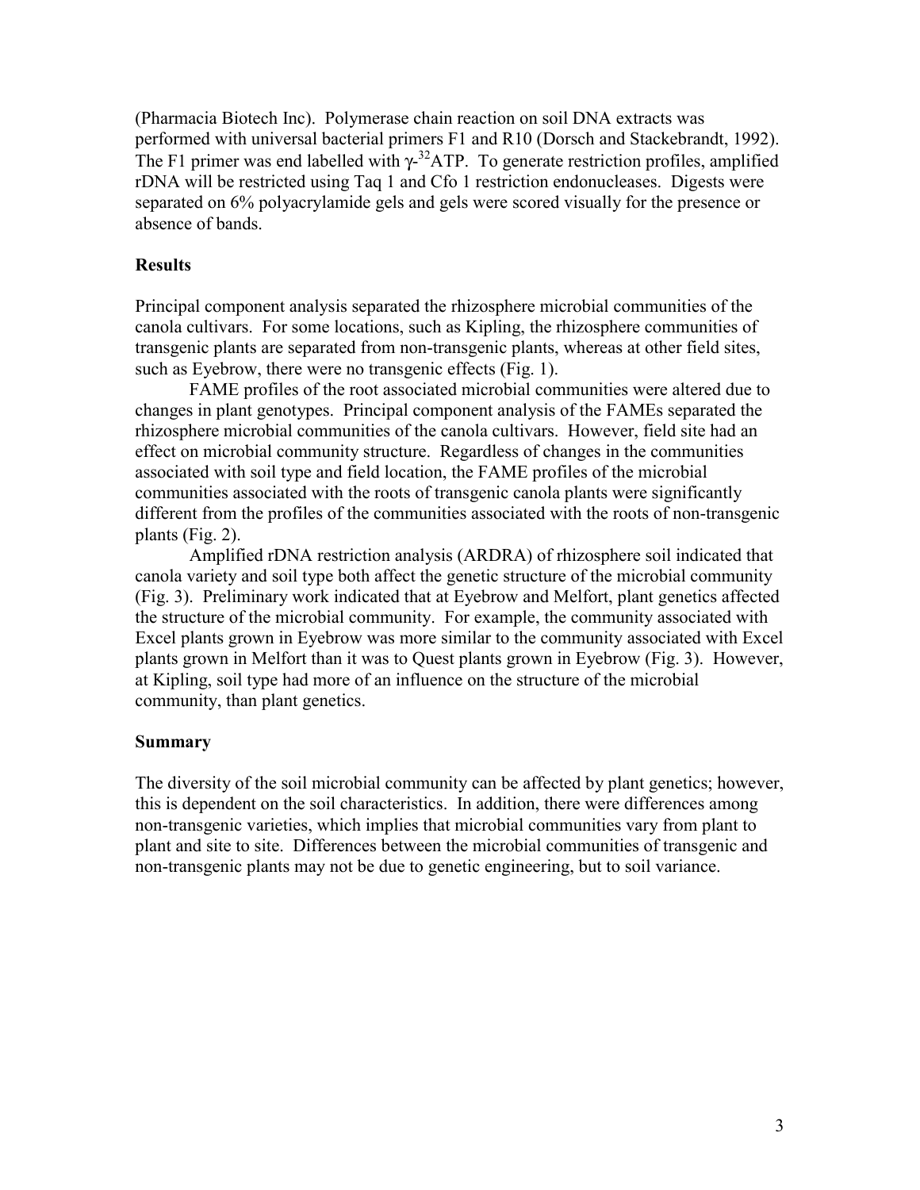(Pharmacia Biotech Inc). Polymerase chain reaction on soil DNA extracts was performed with universal bacterial primers F1 and R10 (Dorsch and Stackebrandt, 1992). The F1 primer was end labelled with $\gamma$-$^{32}$ATP. To generate restriction profiles, amplified rDNA will be restricted using Taq 1 and Cfo 1 restriction endonucleases. Digests were separated on 6% polyacrylamide gels and gels were scored visually for the presence or absence of bands.

## Results

Principal component analysis separated the rhizosphere microbial communities of the canola cultivars. For some locations, such as Kipling, the rhizosphere communities of transgenic plants are separated from non-transgenic plants, whereas at other field sites, such as Eyebrow, there were no transgenic effects (Fig. 1).

FAME profiles of the root associated microbial communities were altered due to changes in plant genotypes. Principal component analysis of the FAMEs separated the rhizosphere microbial communities of the canola cultivars. However, field site had an effect on microbial community structure. Regardless of changes in the communities associated with soil type and field location, the FAME profiles of the microbial communities associated with the roots of transgenic canola plants were significantly different from the profiles of the communities associated with the roots of non-transgenic plants (Fig. 2).

Amplified rDNA restriction analysis (ARDRA) of rhizosphere soil indicated that canola variety and soil type both affect the genetic structure of the microbial community (Fig. 3). Preliminary work indicated that at Eyebrow and Melfort, plant genetics affected the structure of the microbial community. For example, the community associated with Excel plants grown in Eyebrow was more similar to the community associated with Excel plants grown in Melfort than it was to Quest plants grown in Eyebrow (Fig. 3). However, at Kipling, soil type had more of an influence on the structure of the microbial community, than plant genetics.

## Summary

The diversity of the soil microbial community can be affected by plant genetics; however, this is dependent on the soil characteristics. In addition, there were differences among non-transgenic varieties, which implies that microbial communities vary from plant to plant and site to site. Differences between the microbial communities of transgenic and non-transgenic plants may not be due to genetic engineering, but to soil variance.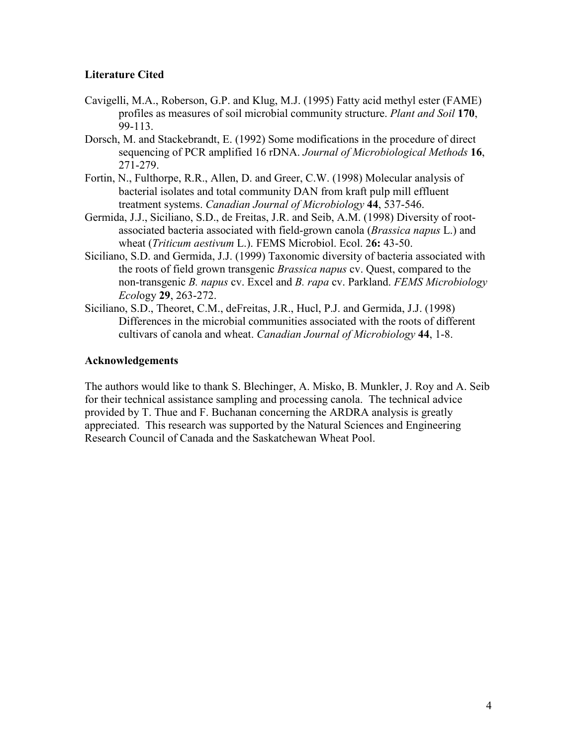## Literature Cited

Cavigelli, M.A., Roberson, G.P. and Klug, M.J. (1995) Fatty acid methyl ester (FAME) profiles as measures of soil microbial community structure. *Plant and Soil* **170**, 99-113.

Dorsch, M. and Stackebrandt, E. (1992) Some modifications in the procedure of direct sequencing of PCR amplified 16 rDNA. *Journal of Microbiological Methods* **16**, 271-279.

Fortin, N., Fulthorpe, R.R., Allen, D. and Greer, C.W. (1998) Molecular analysis of bacterial isolates and total community DAN from kraft pulp mill effluent treatment systems. *Canadian Journal of Microbiology* **44**, 537-546.

Germida, J.J., Siciliano, S.D., de Freitas, J.R. and Seib, A.M. (1998) Diversity of root-associated bacteria associated with field-grown canola (*Brassica napus* L.) and wheat (*Triticum aestivum* L.). FEMS Microbiol. Ecol. 2**6:** 43-50.

Siciliano, S.D. and Germida, J.J. (1999) Taxonomic diversity of bacteria associated with the roots of field grown transgenic *Brassica napus* cv. Quest, compared to the non-transgenic *B. napus* cv. Excel and *B. rapa* cv. Parkland. *FEMS Microbiology Ecol*ogy **29**, 263-272.

Siciliano, S.D., Theoret, C.M., deFreitas, J.R., Hucl, P.J. and Germida, J.J. (1998) Differences in the microbial communities associated with the roots of different cultivars of canola and wheat. *Canadian Journal of Microbiology* **44**, 1-8.

## Acknowledgements

The authors would like to thank S. Blechinger, A. Misko, B. Munkler, J. Roy and A. Seib for their technical assistance sampling and processing canola. The technical advice provided by T. Thue and F. Buchanan concerning the ARDRA analysis is greatly appreciated. This research was supported by the Natural Sciences and Engineering Research Council of Canada and the Saskatchewan Wheat Pool.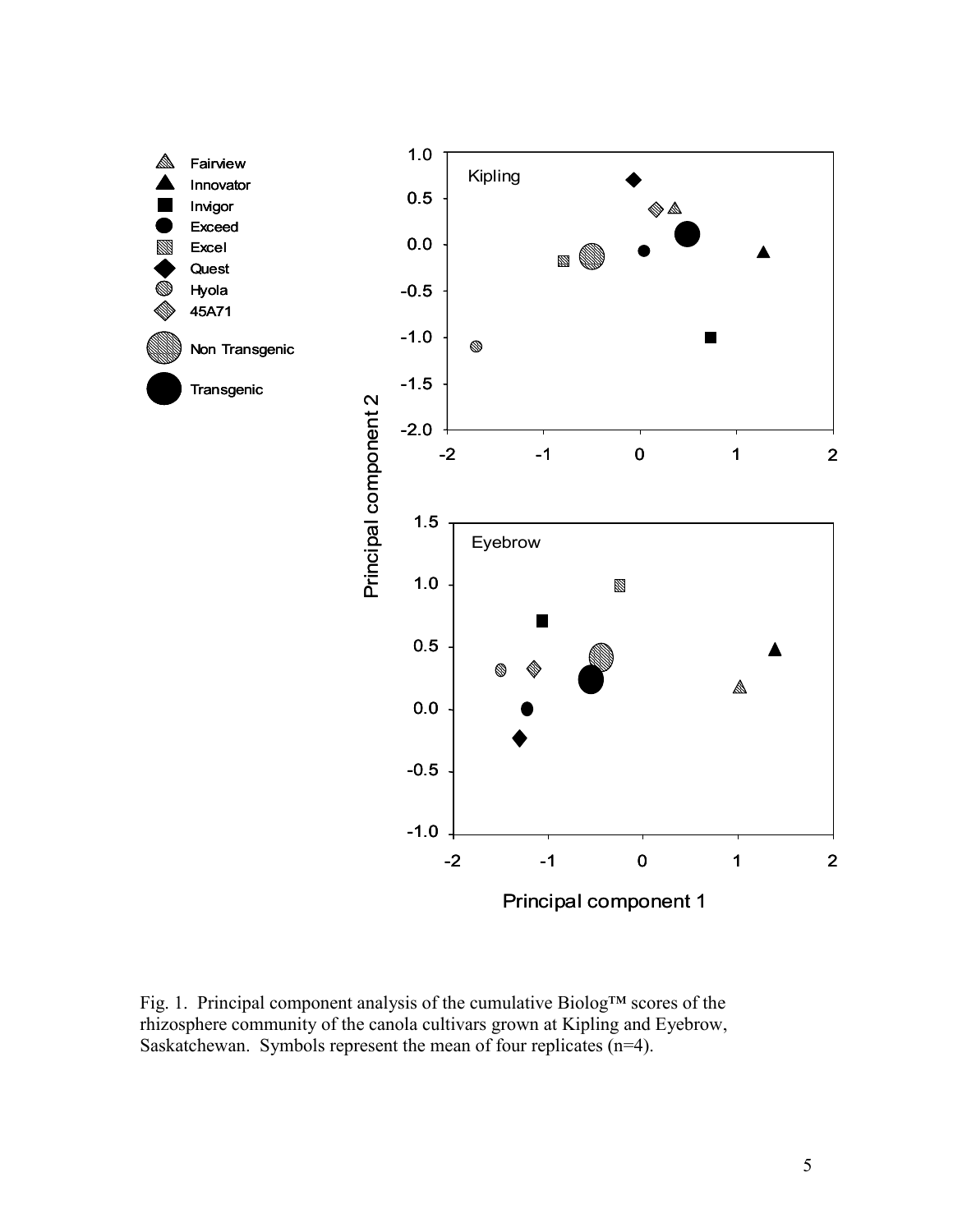Fig. 1. Principal component analysis of the cumulative Biolog™ scores of the rhizosphere community of the canola cultivars grown at Kipling and Eyebrow, Saskatchewan. Symbols represent the mean of four replicates (n=4).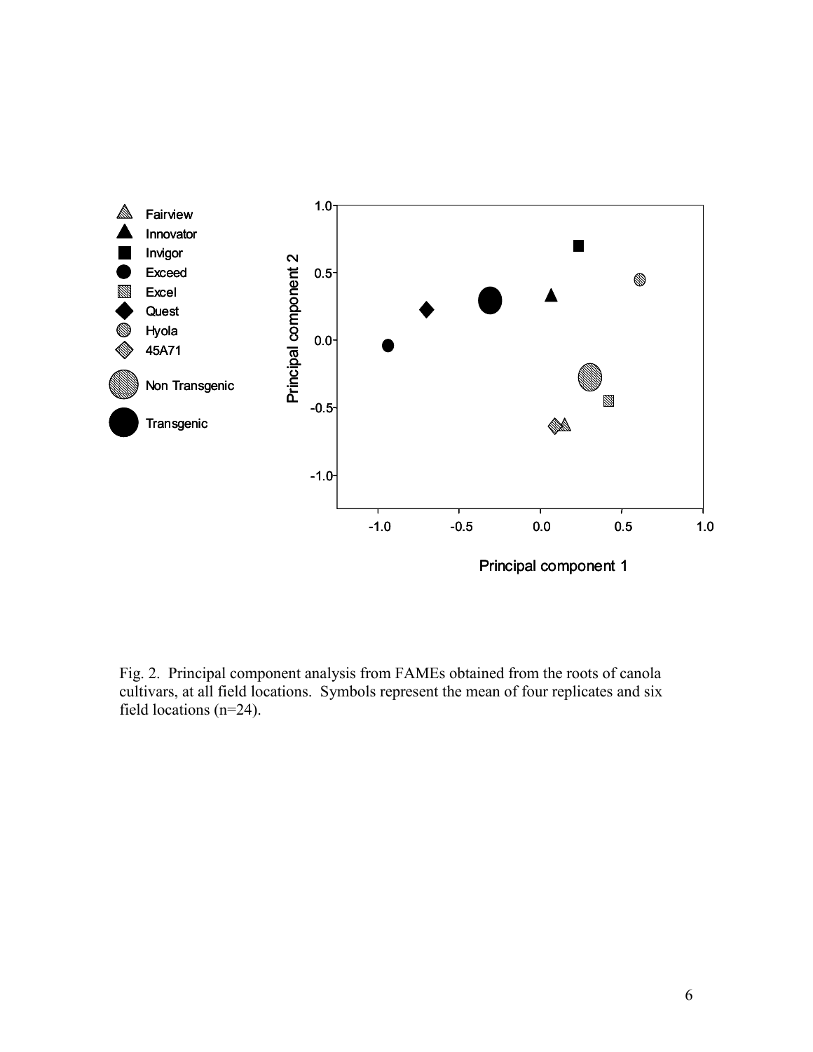Fig. 2. Principal component analysis from FAMEs obtained from the roots of canola cultivars, at all field locations. Symbols represent the mean of four replicates and six field locations (n=24).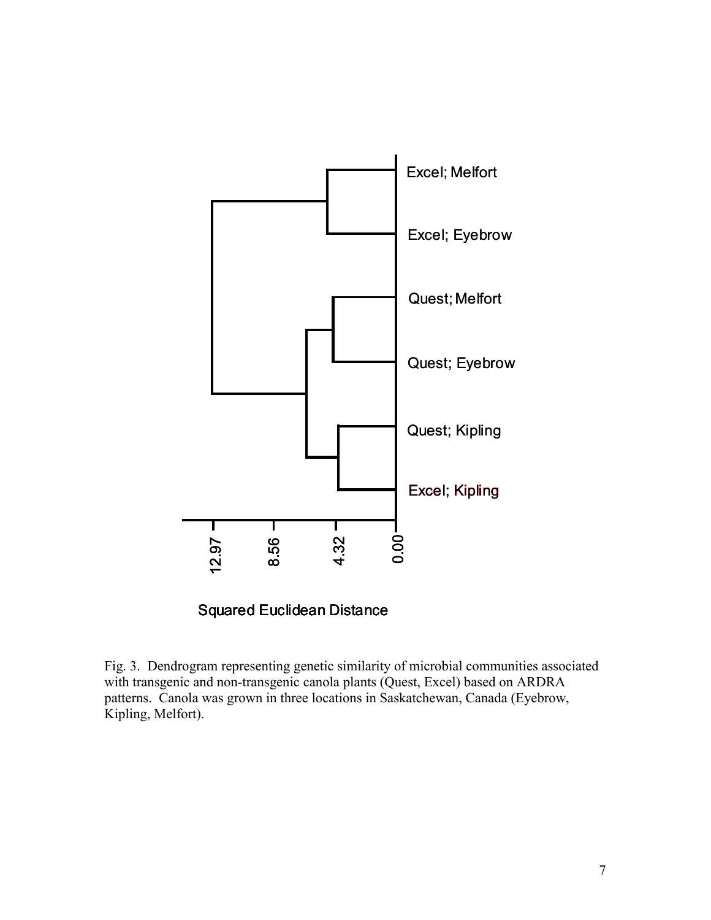Excel; Melfort

Excel; Eyebrow

Quest; Melfort

Quest; Eyebrow

Quest; Kipling

Excel; Kipling

12.97

8.56

4.32

0.00

Squared Euclidean Distance

Fig. 3. Dendrogram representing genetic similarity of microbial communities associated with transgenic and non-transgenic canola plants (Quest, Excel) based on ARDRA patterns. Canola was grown in three locations in Saskatchewan, Canada (Eyebrow, Kipling, Melfort).